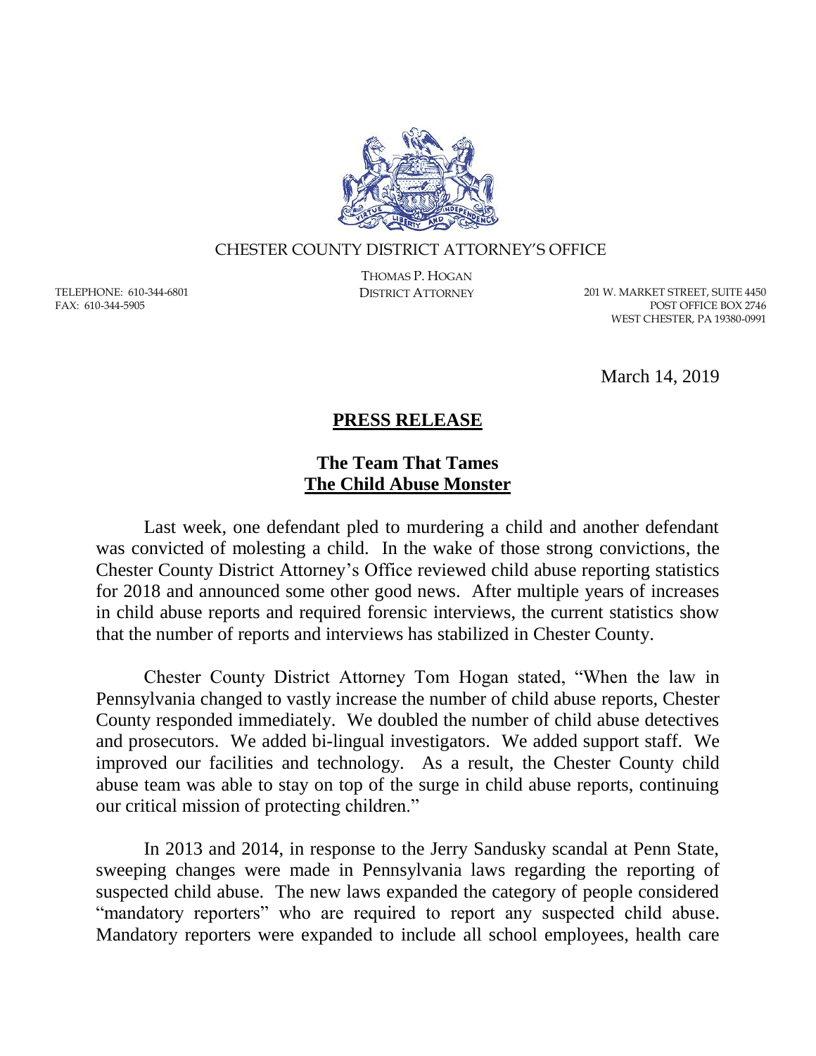CHESTER COUNTY DISTRICT ATTORNEY'S OFFICE

THOMAS P. HOGAN
DISTRICT ATTORNEY

TELEPHONE: 610-344-6801
FAX: 610-344-5905

201 W. MARKET STREET, SUITE 4450
POST OFFICE BOX 2746
WEST CHESTER, PA 19380-0991

March 14, 2019

## PRESS RELEASE

## The Team That Tames The Child Abuse Monster

Last week, one defendant pled to murdering a child and another defendant was convicted of molesting a child. In the wake of those strong convictions, the Chester County District Attorney's Office reviewed child abuse reporting statistics for 2018 and announced some other good news. After multiple years of increases in child abuse reports and required forensic interviews, the current statistics show that the number of reports and interviews has stabilized in Chester County.

Chester County District Attorney Tom Hogan stated, "When the law in Pennsylvania changed to vastly increase the number of child abuse reports, Chester County responded immediately. We doubled the number of child abuse detectives and prosecutors. We added bi-lingual investigators. We added support staff. We improved our facilities and technology. As a result, the Chester County child abuse team was able to stay on top of the surge in child abuse reports, continuing our critical mission of protecting children."

In 2013 and 2014, in response to the Jerry Sandusky scandal at Penn State, sweeping changes were made in Pennsylvania laws regarding the reporting of suspected child abuse. The new laws expanded the category of people considered "mandatory reporters" who are required to report any suspected child abuse. Mandatory reporters were expanded to include all school employees, health care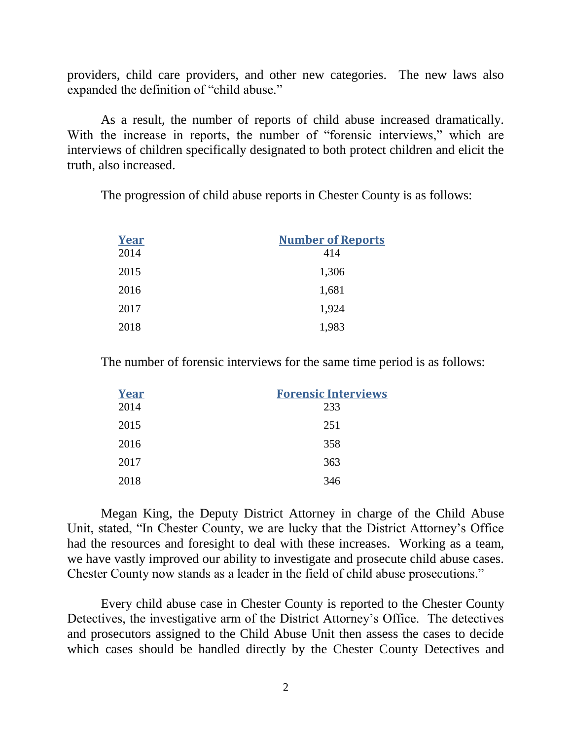providers, child care providers, and other new categories. The new laws also expanded the definition of "child abuse."

As a result, the number of reports of child abuse increased dramatically. With the increase in reports, the number of "forensic interviews," which are interviews of children specifically designated to both protect children and elicit the truth, also increased.

The progression of child abuse reports in Chester County is as follows:

| Year | Number of Reports |
|---|---|
| 2014 | 414 |
| 2015 | 1,306 |
| 2016 | 1,681 |
| 2017 | 1,924 |
| 2018 | 1,983 |

The number of forensic interviews for the same time period is as follows:

| Year | Forensic Interviews |
|---|---|
| 2014 | 233 |
| 2015 | 251 |
| 2016 | 358 |
| 2017 | 363 |
| 2018 | 346 |

Megan King, the Deputy District Attorney in charge of the Child Abuse Unit, stated, "In Chester County, we are lucky that the District Attorney's Office had the resources and foresight to deal with these increases. Working as a team, we have vastly improved our ability to investigate and prosecute child abuse cases. Chester County now stands as a leader in the field of child abuse prosecutions."

Every child abuse case in Chester County is reported to the Chester County Detectives, the investigative arm of the District Attorney's Office. The detectives and prosecutors assigned to the Child Abuse Unit then assess the cases to decide which cases should be handled directly by the Chester County Detectives and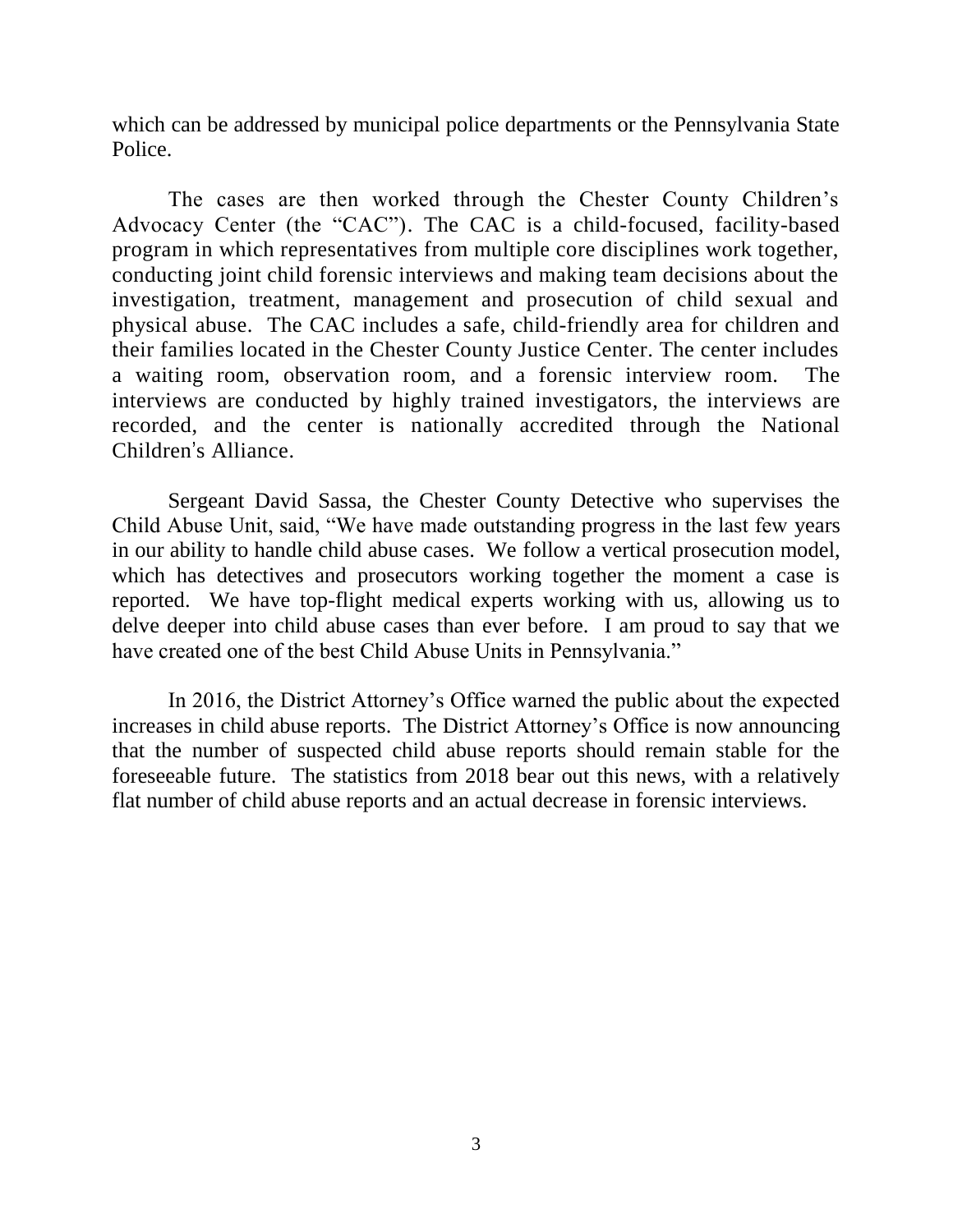which can be addressed by municipal police departments or the Pennsylvania State Police.

The cases are then worked through the Chester County Children's Advocacy Center (the "CAC"). The CAC is a child-focused, facility-based program in which representatives from multiple core disciplines work together, conducting joint child forensic interviews and making team decisions about the investigation, treatment, management and prosecution of child sexual and physical abuse. The CAC includes a safe, child-friendly area for children and their families located in the Chester County Justice Center. The center includes a waiting room, observation room, and a forensic interview room. The interviews are conducted by highly trained investigators, the interviews are recorded, and the center is nationally accredited through the National Children's Alliance.

Sergeant David Sassa, the Chester County Detective who supervises the Child Abuse Unit, said, "We have made outstanding progress in the last few years in our ability to handle child abuse cases. We follow a vertical prosecution model, which has detectives and prosecutors working together the moment a case is reported. We have top-flight medical experts working with us, allowing us to delve deeper into child abuse cases than ever before. I am proud to say that we have created one of the best Child Abuse Units in Pennsylvania."

In 2016, the District Attorney's Office warned the public about the expected increases in child abuse reports. The District Attorney's Office is now announcing that the number of suspected child abuse reports should remain stable for the foreseeable future. The statistics from 2018 bear out this news, with a relatively flat number of child abuse reports and an actual decrease in forensic interviews.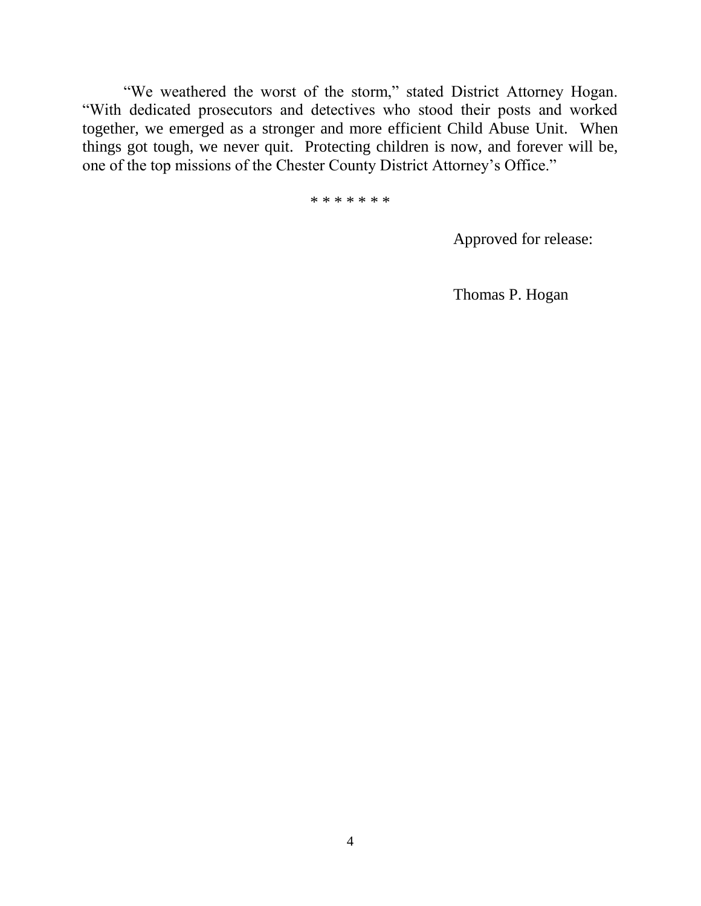"We weathered the worst of the storm," stated District Attorney Hogan. "With dedicated prosecutors and detectives who stood their posts and worked together, we emerged as a stronger and more efficient Child Abuse Unit. When things got tough, we never quit. Protecting children is now, and forever will be, one of the top missions of the Chester County District Attorney's Office."

* * * * * * *

Approved for release:

Thomas P. Hogan